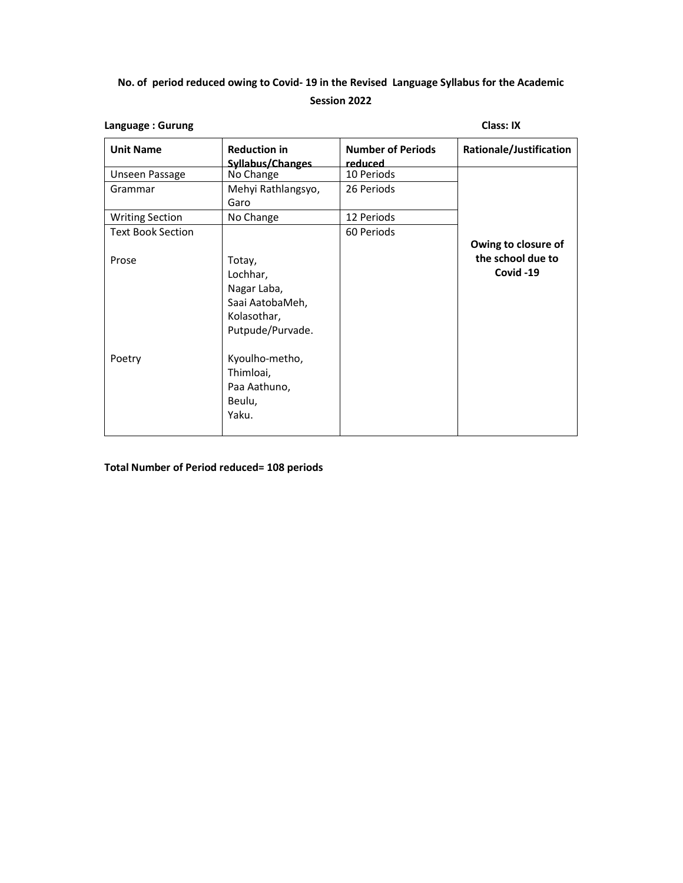**No. of period reduced owing to Covid- 19 in the Revised Language Syllabus for the Academic Session 2022**

**Language : Gurung** **Class: IX**

| Unit Name | Reduction in Syllabus/Changes | Number of Periods reduced | Rationale/Justification |
|---|---|---|---|
| Unseen Passage | No Change | 10 Periods | **Owing to closure of the school due to Covid -19** |
| Grammar | Mehyi Rathlangsyo, Garo | 26 Periods | |
| Writing Section | No Change | 12 Periods | |
| Text Book Section | | 60 Periods | |
| Prose | Totay, Lochhar, Nagar Laba, Saai AatobaMeh, Kolasothar, Putpude/Purvade. | | |
| Poetry | Kyoulho-metho, Thimloai, Paa Aathuno, Beulu, Yaku. | | |

**Total Number of Period reduced= 108 periods**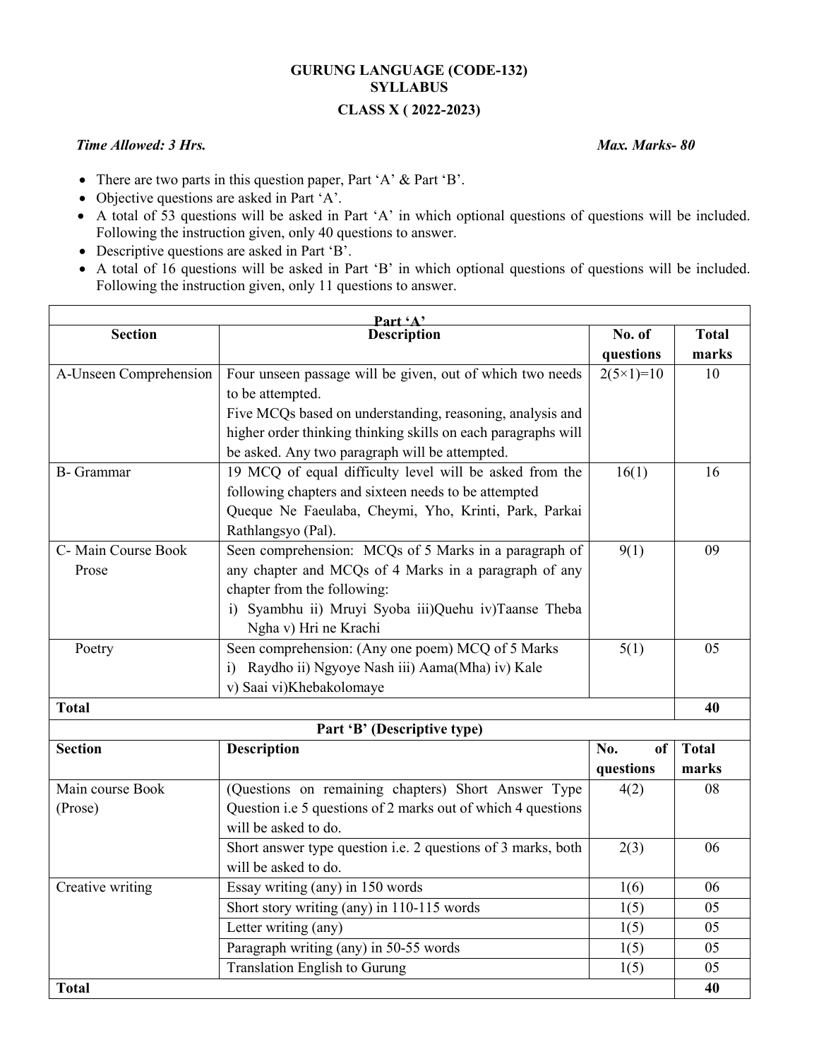**GURUNG LANGUAGE (CODE-132)**
**SYLLABUS**
**CLASS X ( 2022-2023)**

***Time Allowed: 3 Hrs.*** ***Max. Marks- 80***

- There are two parts in this question paper, Part 'A' & Part 'B'.
- Objective questions are asked in Part 'A'.
- A total of 53 questions will be asked in Part 'A' in which optional questions of questions will be included. Following the instruction given, only 40 questions to answer.
- Descriptive questions are asked in Part 'B'.
- A total of 16 questions will be asked in Part 'B' in which optional questions of questions will be included. Following the instruction given, only 11 questions to answer.

| Part 'A' | | | |
|---|---|---|---|
| **Section** | **Description** | **No. of questions** | **Total marks** |
| A-Unseen Comprehension | Four unseen passage will be given, out of which two needs to be attempted. Five MCQs based on understanding, reasoning, analysis and higher order thinking thinking skills on each paragraphs will be asked. Any two paragraph will be attempted. | 2(5×1)=10 | 10 |
| B- Grammar | 19 MCQ of equal difficulty level will be asked from the following chapters and sixteen needs to be attempted Queque Ne Faeulaba, Cheymi, Yho, Krinti, Park, Parkai Rathlangsyo (Pal). | 16(1) | 16 |
| C- Main Course Book Prose | Seen comprehension: MCQs of 5 Marks in a paragraph of any chapter and MCQs of 4 Marks in a paragraph of any chapter from the following: i) Syambhu ii) Mruyi Syoba iii)Quehu iv)Taanse Theba Ngha v) Hri ne Krachi | 9(1) | 09 |
| Poetry | Seen comprehension: (Any one poem) MCQ of 5 Marks i) Raydho ii) Ngyoye Nash iii) Aama(Mha) iv) Kale v) Saai vi)Khebakolomaye | 5(1) | 05 |
| **Total** | | | **40** |
| **Part 'B' (Descriptive type)** | | | |
| **Section** | **Description** | **No. of questions** | **Total marks** |
| Main course Book (Prose) | (Questions on remaining chapters) Short Answer Type Question i.e 5 questions of 2 marks out of which 4 questions will be asked to do. | 4(2) | 08 |
| | Short answer type question i.e. 2 questions of 3 marks, both will be asked to do. | 2(3) | 06 |
| Creative writing | Essay writing (any) in 150 words | 1(6) | 06 |
| | Short story writing (any) in 110-115 words | 1(5) | 05 |
| | Letter writing (any) | 1(5) | 05 |
| | Paragraph writing (any) in 50-55 words | 1(5) | 05 |
| | Translation English to Gurung | 1(5) | 05 |
| **Total** | | | **40** |